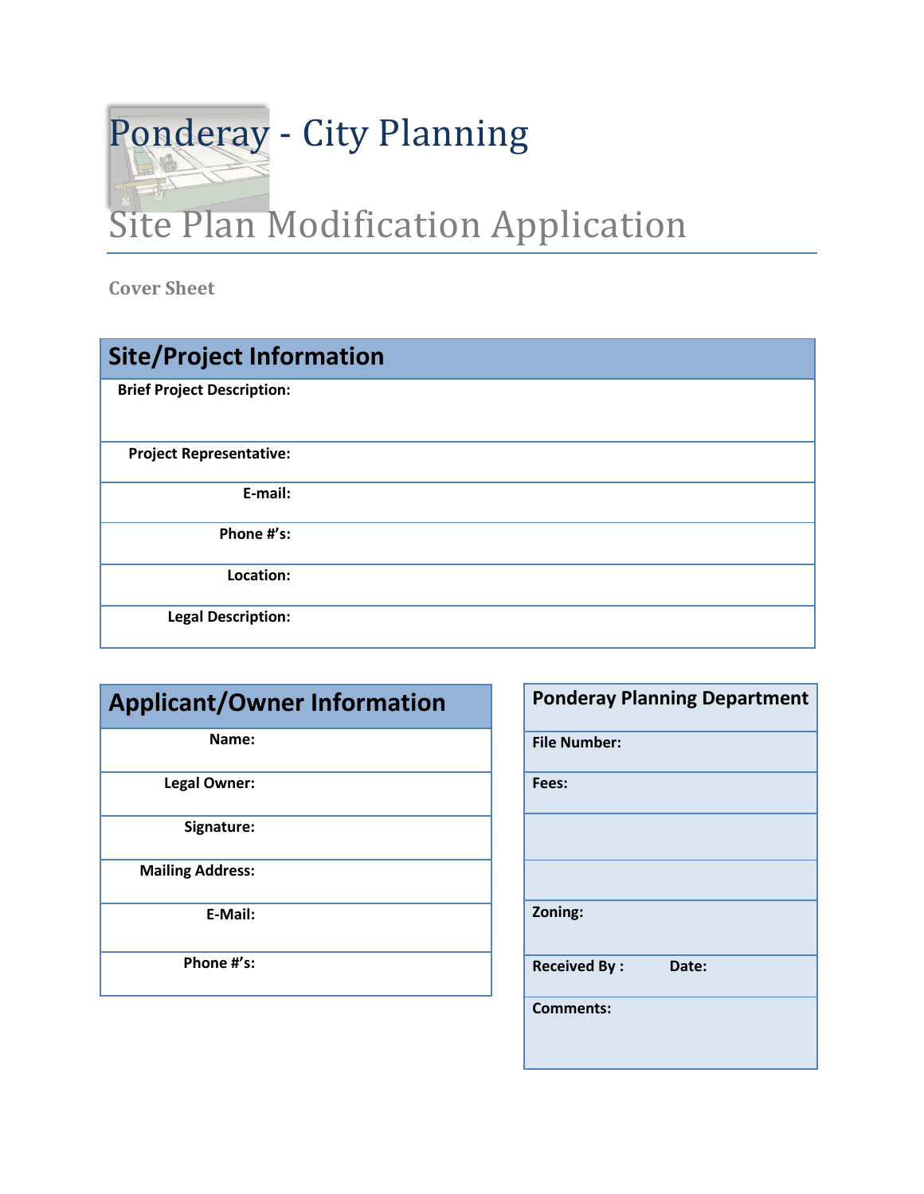# Ponderay - City Planning

## Site Plan Modification Application

Cover Sheet

| Site/Project Information | |
|---|---|
| Brief Project Description: | |
| Project Representative: | |
| E-mail: | |
| Phone #'s: | |
| Location: | |
| Legal Description: | |

| Applicant/Owner Information | |
|---|---|
| Name: | |
| Legal Owner: | |
| Signature: | |
| Mailing Address: | |
| E-Mail: | |
| Phone #'s: | |

| Ponderay Planning Department |
|---|
| File Number: |
| Fees: |
| |
| |
| Zoning: |
| Received By : Date: |
| Comments: |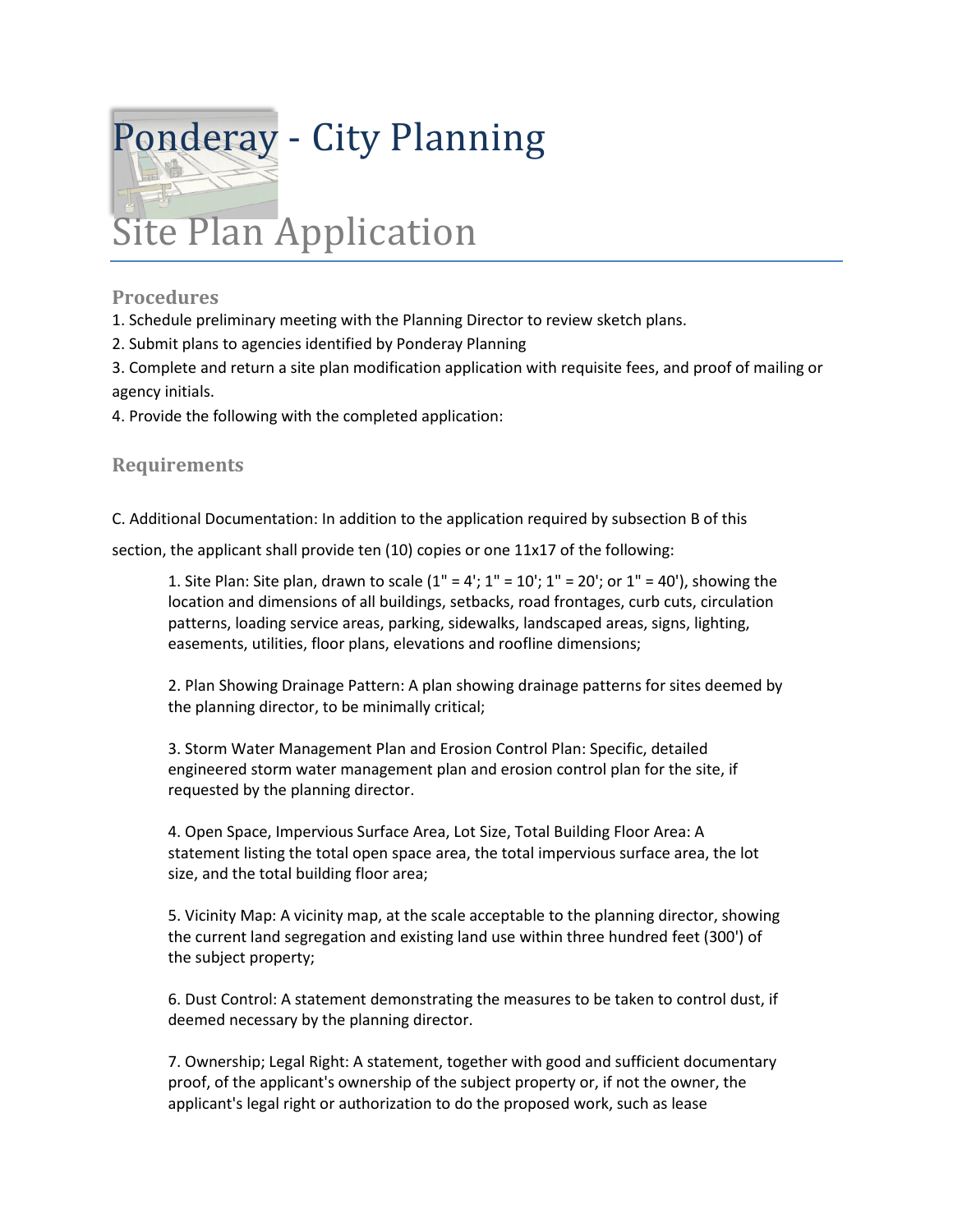# Ponderay - City Planning

# Site Plan Application

## Procedures

1. Schedule preliminary meeting with the Planning Director to review sketch plans.
2. Submit plans to agencies identified by Ponderay Planning
3. Complete and return a site plan modification application with requisite fees, and proof of mailing or agency initials.
4. Provide the following with the completed application:

## Requirements

C. Additional Documentation: In addition to the application required by subsection B of this section, the applicant shall provide ten (10) copies or one 11x17 of the following:

> 1. Site Plan: Site plan, drawn to scale (1" = 4'; 1" = 10'; 1" = 20'; or 1" = 40'), showing the location and dimensions of all buildings, setbacks, road frontages, curb cuts, circulation patterns, loading service areas, parking, sidewalks, landscaped areas, signs, lighting, easements, utilities, floor plans, elevations and roofline dimensions;
>
> 2. Plan Showing Drainage Pattern: A plan showing drainage patterns for sites deemed by the planning director, to be minimally critical;
>
> 3. Storm Water Management Plan and Erosion Control Plan: Specific, detailed engineered storm water management plan and erosion control plan for the site, if requested by the planning director.
>
> 4. Open Space, Impervious Surface Area, Lot Size, Total Building Floor Area: A statement listing the total open space area, the total impervious surface area, the lot size, and the total building floor area;
>
> 5. Vicinity Map: A vicinity map, at the scale acceptable to the planning director, showing the current land segregation and existing land use within three hundred feet (300') of the subject property;
>
> 6. Dust Control: A statement demonstrating the measures to be taken to control dust, if deemed necessary by the planning director.
>
> 7. Ownership; Legal Right: A statement, together with good and sufficient documentary proof, of the applicant's ownership of the subject property or, if not the owner, the applicant's legal right or authorization to do the proposed work, such as lease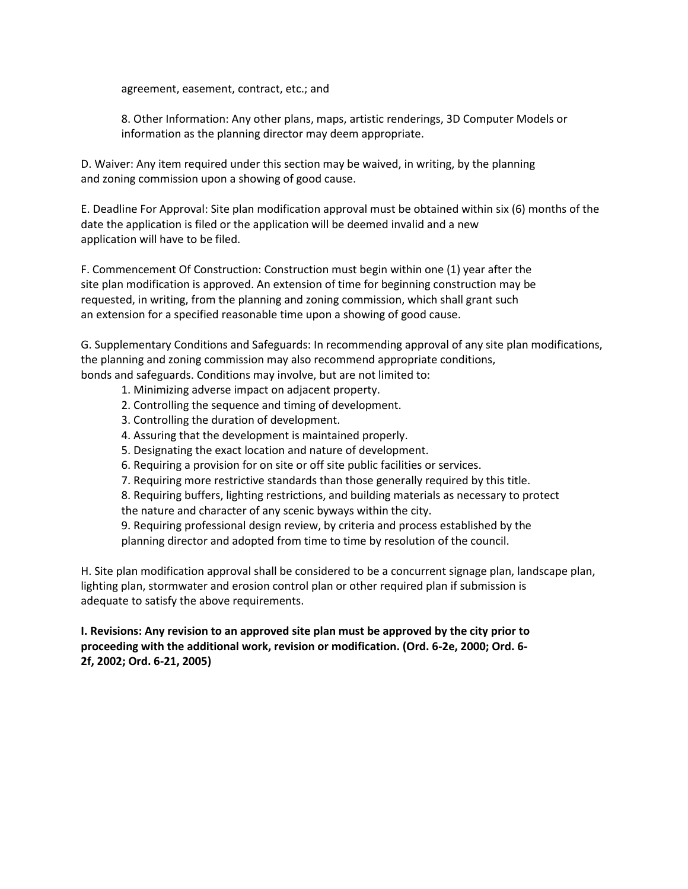agreement, easement, contract, etc.; and

8. Other Information: Any other plans, maps, artistic renderings, 3D Computer Models or information as the planning director may deem appropriate.

D. Waiver: Any item required under this section may be waived, in writing, by the planning and zoning commission upon a showing of good cause.

E. Deadline For Approval: Site plan modification approval must be obtained within six (6) months of the date the application is filed or the application will be deemed invalid and a new application will have to be filed.

F. Commencement Of Construction: Construction must begin within one (1) year after the site plan modification is approved. An extension of time for beginning construction may be requested, in writing, from the planning and zoning commission, which shall grant such an extension for a specified reasonable time upon a showing of good cause.

G. Supplementary Conditions and Safeguards: In recommending approval of any site plan modifications, the planning and zoning commission may also recommend appropriate conditions, bonds and safeguards. Conditions may involve, but are not limited to:

1. Minimizing adverse impact on adjacent property.
2. Controlling the sequence and timing of development.
3. Controlling the duration of development.
4. Assuring that the development is maintained properly.
5. Designating the exact location and nature of development.
6. Requiring a provision for on site or off site public facilities or services.
7. Requiring more restrictive standards than those generally required by this title.
8. Requiring buffers, lighting restrictions, and building materials as necessary to protect the nature and character of any scenic byways within the city.
9. Requiring professional design review, by criteria and process established by the planning director and adopted from time to time by resolution of the council.

H. Site plan modification approval shall be considered to be a concurrent signage plan, landscape plan, lighting plan, stormwater and erosion control plan or other required plan if submission is adequate to satisfy the above requirements.

**I. Revisions: Any revision to an approved site plan must be approved by the city prior to proceeding with the additional work, revision or modification. (Ord. 6-2e, 2000; Ord. 6-2f, 2002; Ord. 6-21, 2005)**